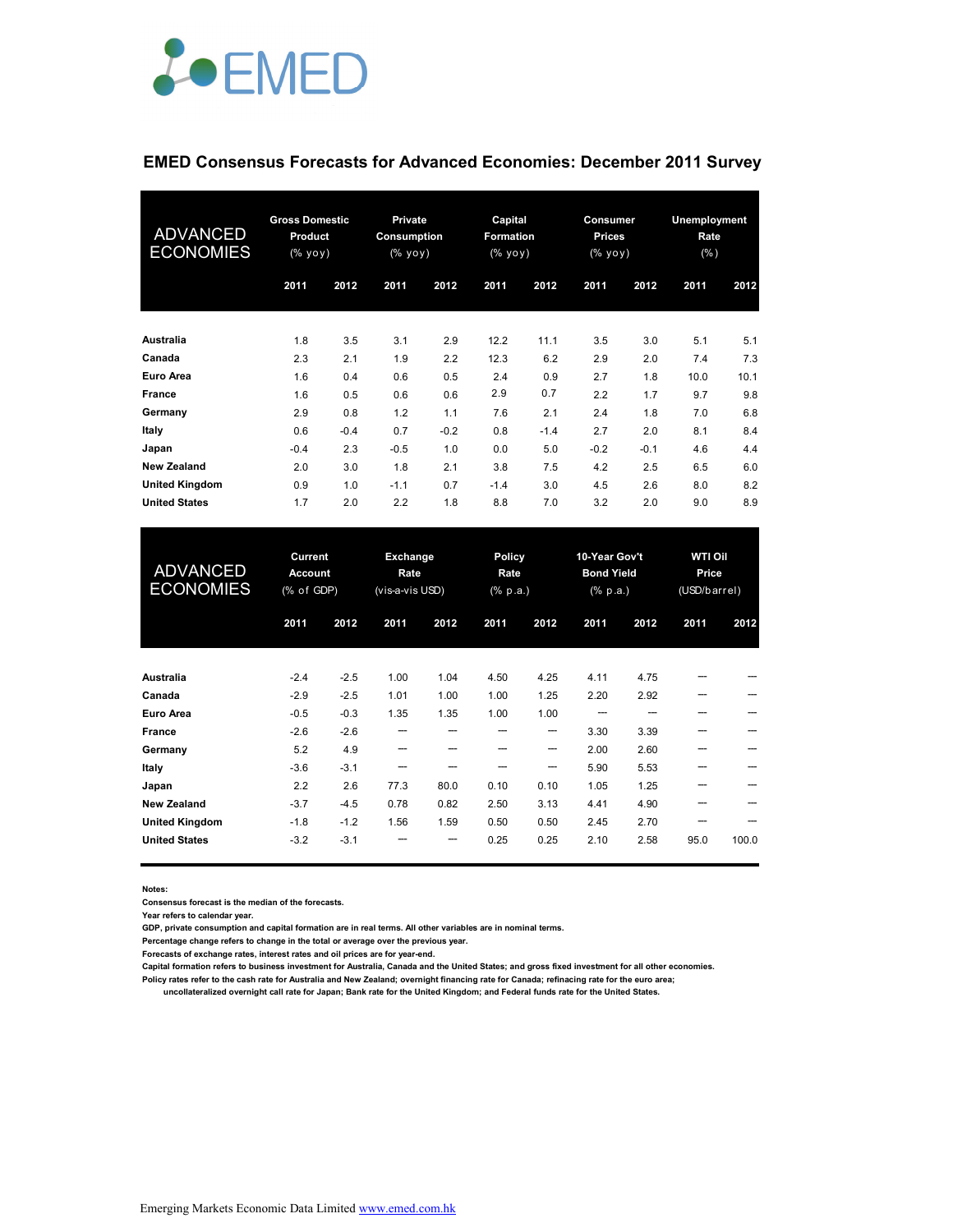# EMED Consensus Forecasts for Advanced Economies: December 2011 Survey

| ADVANCED ECONOMIES | Gross Domestic Product (% yoy) | | Private Consumption (% yoy) | | Capital Formation (% yoy) | | Consumer Prices (% yoy) | | Unemployment Rate (%) | |
|---|---|---|---|---|---|---|---|---|---|---|
| | 2011 | 2012 | 2011 | 2012 | 2011 | 2012 | 2011 | 2012 | 2011 | 2012 |
| **Australia** | 1.8 | 3.5 | 3.1 | 2.9 | 12.2 | 11.1 | 3.5 | 3.0 | 5.1 | 5.1 |
| **Canada** | 2.3 | 2.1 | 1.9 | 2.2 | 12.3 | 6.2 | 2.9 | 2.0 | 7.4 | 7.3 |
| **Euro Area** | 1.6 | 0.4 | 0.6 | 0.5 | 2.4 | 0.9 | 2.7 | 1.8 | 10.0 | 10.1 |
| **France** | 1.6 | 0.5 | 0.6 | 0.6 | 2.9 | 0.7 | 2.2 | 1.7 | 9.7 | 9.8 |
| **Germany** | 2.9 | 0.8 | 1.2 | 1.1 | 7.6 | 2.1 | 2.4 | 1.8 | 7.0 | 6.8 |
| **Italy** | 0.6 | -0.4 | 0.7 | -0.2 | 0.8 | -1.4 | 2.7 | 2.0 | 8.1 | 8.4 |
| **Japan** | -0.4 | 2.3 | -0.5 | 1.0 | 0.0 | 5.0 | -0.2 | -0.1 | 4.6 | 4.4 |
| **New Zealand** | 2.0 | 3.0 | 1.8 | 2.1 | 3.8 | 7.5 | 4.2 | 2.5 | 6.5 | 6.0 |
| **United Kingdom** | 0.9 | 1.0 | -1.1 | 0.7 | -1.4 | 3.0 | 4.5 | 2.6 | 8.0 | 8.2 |
| **United States** | 1.7 | 2.0 | 2.2 | 1.8 | 8.8 | 7.0 | 3.2 | 2.0 | 9.0 | 8.9 |

| ADVANCED ECONOMIES | Current Account (% of GDP) | | Exchange Rate (vis-a-vis USD) | | Policy Rate (% p.a.) | | 10-Year Gov't Bond Yield (% p.a.) | | WTI Oil Price (USD/barrel) | |
|---|---|---|---|---|---|---|---|---|---|---|
| | 2011 | 2012 | 2011 | 2012 | 2011 | 2012 | 2011 | 2012 | 2011 | 2012 |
| **Australia** | -2.4 | -2.5 | 1.00 | 1.04 | 4.50 | 4.25 | 4.11 | 4.75 | --- | --- |
| **Canada** | -2.9 | -2.5 | 1.01 | 1.00 | 1.00 | 1.25 | 2.20 | 2.92 | --- | --- |
| **Euro Area** | -0.5 | -0.3 | 1.35 | 1.35 | 1.00 | 1.00 | --- | --- | --- | --- |
| **France** | -2.6 | -2.6 | --- | --- | --- | --- | 3.30 | 3.39 | --- | --- |
| **Germany** | 5.2 | 4.9 | --- | --- | --- | --- | 2.00 | 2.60 | --- | --- |
| **Italy** | -3.6 | -3.1 | --- | --- | --- | --- | 5.90 | 5.53 | --- | --- |
| **Japan** | 2.2 | 2.6 | 77.3 | 80.0 | 0.10 | 0.10 | 1.05 | 1.25 | --- | --- |
| **New Zealand** | -3.7 | -4.5 | 0.78 | 0.82 | 2.50 | 3.13 | 4.41 | 4.90 | --- | --- |
| **United Kingdom** | -1.8 | -1.2 | 1.56 | 1.59 | 0.50 | 0.50 | 2.45 | 2.70 | --- | --- |
| **United States** | -3.2 | -3.1 | --- | --- | 0.25 | 0.25 | 2.10 | 2.58 | 95.0 | 100.0 |

**Notes:**

Consensus forecast is the median of the forecasts.

Year refers to calendar year.

GDP, private consumption and capital formation are in real terms. All other variables are in nominal terms.

Percentage change refers to change in the total or average over the previous year.

Forecasts of exchange rates, interest rates and oil prices are for year-end.

Capital formation refers to business investment for Australia, Canada and the United States; and gross fixed investment for all other economies.

Policy rates refer to the cash rate for Australia and New Zealand; overnight financing rate for Canada; refinacing rate for the euro area; uncollateralized overnight call rate for Japan; Bank rate for the United Kingdom; and Federal funds rate for the United States.

Emerging Markets Economic Data Limited www.emed.com.hk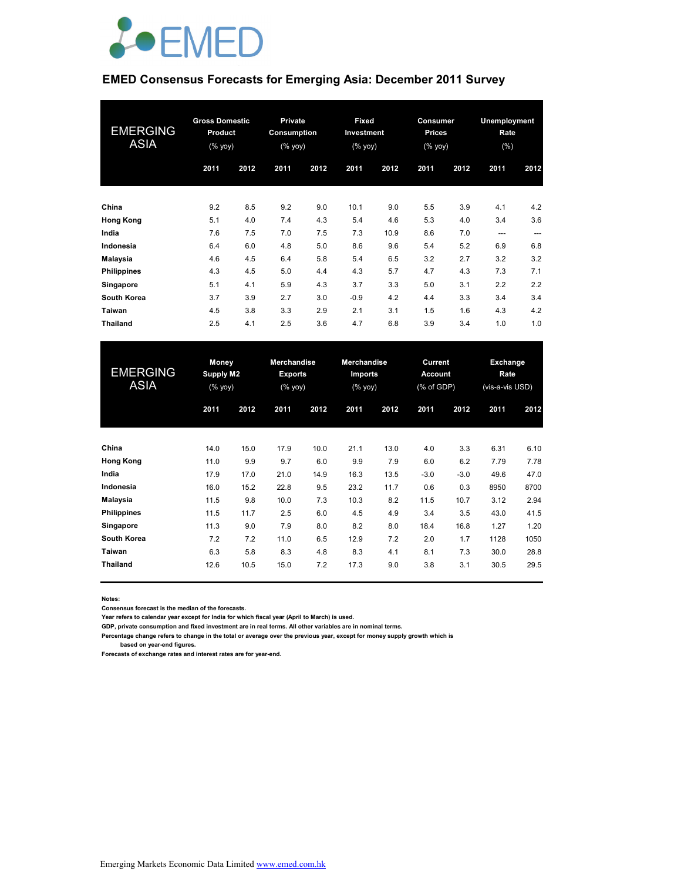# EMED Consensus Forecasts for Emerging Asia: December 2011 Survey

| EMERGING ASIA | Gross Domestic Product (% yoy) | | Private Consumption (% yoy) | | Fixed Investment (% yoy) | | Consumer Prices (% yoy) | | Unemployment Rate (%) | |
|---|---|---|---|---|---|---|---|---|---|---|
| | 2011 | 2012 | 2011 | 2012 | 2011 | 2012 | 2011 | 2012 | 2011 | 2012 |
| **China** | 9.2 | 8.5 | 9.2 | 9.0 | 10.1 | 9.0 | 5.5 | 3.9 | 4.1 | 4.2 |
| **Hong Kong** | 5.1 | 4.0 | 7.4 | 4.3 | 5.4 | 4.6 | 5.3 | 4.0 | 3.4 | 3.6 |
| **India** | 7.6 | 7.5 | 7.0 | 7.5 | 7.3 | 10.9 | 8.6 | 7.0 | --- | --- |
| **Indonesia** | 6.4 | 6.0 | 4.8 | 5.0 | 8.6 | 9.6 | 5.4 | 5.2 | 6.9 | 6.8 |
| **Malaysia** | 4.6 | 4.5 | 6.4 | 5.8 | 5.4 | 6.5 | 3.2 | 2.7 | 3.2 | 3.2 |
| **Philippines** | 4.3 | 4.5 | 5.0 | 4.4 | 4.3 | 5.7 | 4.7 | 4.3 | 7.3 | 7.1 |
| **Singapore** | 5.1 | 4.1 | 5.9 | 4.3 | 3.7 | 3.3 | 5.0 | 3.1 | 2.2 | 2.2 |
| **South Korea** | 3.7 | 3.9 | 2.7 | 3.0 | -0.9 | 4.2 | 4.4 | 3.3 | 3.4 | 3.4 |
| **Taiwan** | 4.5 | 3.8 | 3.3 | 2.9 | 2.1 | 3.1 | 1.5 | 1.6 | 4.3 | 4.2 |
| **Thailand** | 2.5 | 4.1 | 2.5 | 3.6 | 4.7 | 6.8 | 3.9 | 3.4 | 1.0 | 1.0 |

| EMERGING ASIA | Money Supply M2 (% yoy) | | Merchandise Exports (% yoy) | | Merchandise Imports (% yoy) | | Current Account (% of GDP) | | Exchange Rate (vis-a-vis USD) | |
|---|---|---|---|---|---|---|---|---|---|---|
| | 2011 | 2012 | 2011 | 2012 | 2011 | 2012 | 2011 | 2012 | 2011 | 2012 |
| **China** | 14.0 | 15.0 | 17.9 | 10.0 | 21.1 | 13.0 | 4.0 | 3.3 | 6.31 | 6.10 |
| **Hong Kong** | 11.0 | 9.9 | 9.7 | 6.0 | 9.9 | 7.9 | 6.0 | 6.2 | 7.79 | 7.78 |
| **India** | 17.9 | 17.0 | 21.0 | 14.9 | 16.3 | 13.5 | -3.0 | -3.0 | 49.6 | 47.0 |
| **Indonesia** | 16.0 | 15.2 | 22.8 | 9.5 | 23.2 | 11.7 | 0.6 | 0.3 | 8950 | 8700 |
| **Malaysia** | 11.5 | 9.8 | 10.0 | 7.3 | 10.3 | 8.2 | 11.5 | 10.7 | 3.12 | 2.94 |
| **Philippines** | 11.5 | 11.7 | 2.5 | 6.0 | 4.5 | 4.9 | 3.4 | 3.5 | 43.0 | 41.5 |
| **Singapore** | 11.3 | 9.0 | 7.9 | 8.0 | 8.2 | 8.0 | 18.4 | 16.8 | 1.27 | 1.20 |
| **South Korea** | 7.2 | 7.2 | 11.0 | 6.5 | 12.9 | 7.2 | 2.0 | 1.7 | 1128 | 1050 |
| **Taiwan** | 6.3 | 5.8 | 8.3 | 4.8 | 8.3 | 4.1 | 8.1 | 7.3 | 30.0 | 28.8 |
| **Thailand** | 12.6 | 10.5 | 15.0 | 7.2 | 17.3 | 9.0 | 3.8 | 3.1 | 30.5 | 29.5 |

**Notes:**
**Consensus forecast is the median of the forecasts.**
**Year refers to calendar year except for India for which fiscal year (April to March) is used.**
**GDP, private consumption and fixed investment are in real terms. All other variables are in nominal terms.**
**Percentage change refers to change in the total or average over the previous year, except for money supply growth which is based on year-end figures.**
**Forecasts of exchange rates and interest rates are for year-end.**

Emerging Markets Economic Data Limited www.emed.com.hk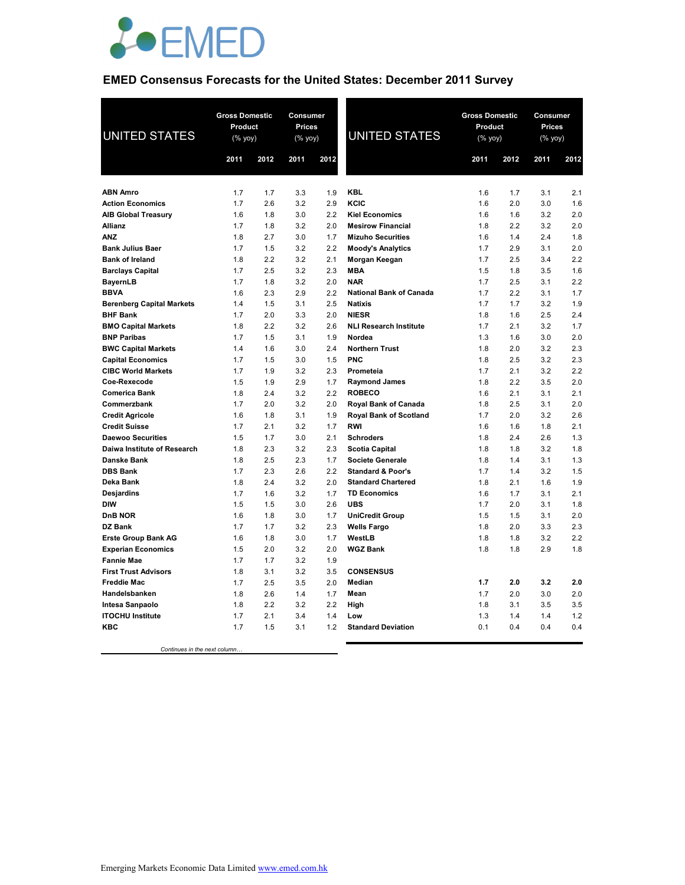# EMED Consensus Forecasts for the United States: December 2011 Survey

| UNITED STATES | Gross Domestic Product (% yoy) | | Consumer Prices (% yoy) | |
|---|---|---|---|---|
| | 2011 | 2012 | 2011 | 2012 |
| **ABN Amro** | 1.7 | 1.7 | 3.3 | 1.9 |
| **Action Economics** | 1.7 | 2.6 | 3.2 | 2.9 |
| **AIB Global Treasury** | 1.6 | 1.8 | 3.0 | 2.2 |
| **Allianz** | 1.7 | 1.8 | 3.2 | 2.0 |
| **ANZ** | 1.8 | 2.7 | 3.0 | 1.7 |
| **Bank Julius Baer** | 1.7 | 1.5 | 3.2 | 2.2 |
| **Bank of Ireland** | 1.8 | 2.2 | 3.2 | 2.1 |
| **Barclays Capital** | 1.7 | 2.5 | 3.2 | 2.3 |
| **BayernLB** | 1.7 | 1.8 | 3.2 | 2.0 |
| **BBVA** | 1.6 | 2.3 | 2.9 | 2.2 |
| **Berenberg Capital Markets** | 1.4 | 1.5 | 3.1 | 2.5 |
| **BHF Bank** | 1.7 | 2.0 | 3.3 | 2.0 |
| **BMO Capital Markets** | 1.8 | 2.2 | 3.2 | 2.6 |
| **BNP Paribas** | 1.7 | 1.5 | 3.1 | 1.9 |
| **BWC Capital Markets** | 1.4 | 1.6 | 3.0 | 2.4 |
| **Capital Economics** | 1.7 | 1.5 | 3.0 | 1.5 |
| **CIBC World Markets** | 1.7 | 1.9 | 3.2 | 2.3 |
| **Coe-Rexecode** | 1.5 | 1.9 | 2.9 | 1.7 |
| **Comerica Bank** | 1.8 | 2.4 | 3.2 | 2.2 |
| **Commerzbank** | 1.7 | 2.0 | 3.2 | 2.0 |
| **Credit Agricole** | 1.6 | 1.8 | 3.1 | 1.9 |
| **Credit Suisse** | 1.7 | 2.1 | 3.2 | 1.7 |
| **Daewoo Securities** | 1.5 | 1.7 | 3.0 | 2.1 |
| **Daiwa Institute of Research** | 1.8 | 2.3 | 3.2 | 2.3 |
| **Danske Bank** | 1.8 | 2.5 | 2.3 | 1.7 |
| **DBS Bank** | 1.7 | 2.3 | 2.6 | 2.2 |
| **Deka Bank** | 1.8 | 2.4 | 3.2 | 2.0 |
| **Desjardins** | 1.7 | 1.6 | 3.2 | 1.7 |
| **DIW** | 1.5 | 1.5 | 3.0 | 2.6 |
| **DnB NOR** | 1.6 | 1.8 | 3.0 | 1.7 |
| **DZ Bank** | 1.7 | 1.7 | 3.2 | 2.3 |
| **Erste Group Bank AG** | 1.6 | 1.8 | 3.0 | 1.7 |
| **Experian Economics** | 1.5 | 2.0 | 3.2 | 2.0 |
| **Fannie Mae** | 1.7 | 1.7 | 3.2 | 1.9 |
| **First Trust Advisors** | 1.8 | 3.1 | 3.2 | 3.5 |
| **Freddie Mac** | 1.7 | 2.5 | 3.5 | 2.0 |
| **Handelsbanken** | 1.8 | 2.6 | 1.4 | 1.7 |
| **Intesa Sanpaolo** | 1.8 | 2.2 | 3.2 | 2.2 |
| **ITOCHU Institute** | 1.7 | 2.1 | 3.4 | 1.4 |
| **KBC** | 1.7 | 1.5 | 3.1 | 1.2 |
| **KBL** | 1.6 | 1.7 | 3.1 | 2.1 |
| **KCIC** | 1.6 | 2.0 | 3.0 | 1.6 |
| **Kiel Economics** | 1.6 | 1.6 | 3.2 | 2.0 |
| **Mesirow Financial** | 1.8 | 2.2 | 3.2 | 2.0 |
| **Mizuho Securities** | 1.6 | 1.4 | 2.4 | 1.8 |
| **Moody's Analytics** | 1.7 | 2.9 | 3.1 | 2.0 |
| **Morgan Keegan** | 1.7 | 2.5 | 3.4 | 2.2 |
| **MBA** | 1.5 | 1.8 | 3.5 | 1.6 |
| **NAR** | 1.7 | 2.5 | 3.1 | 2.2 |
| **National Bank of Canada** | 1.7 | 2.2 | 3.1 | 1.7 |
| **Natixis** | 1.7 | 1.7 | 3.2 | 1.9 |
| **NIESR** | 1.8 | 1.6 | 2.5 | 2.4 |
| **NLI Research Institute** | 1.7 | 2.1 | 3.2 | 1.7 |
| **Nordea** | 1.3 | 1.6 | 3.0 | 2.0 |
| **Northern Trust** | 1.8 | 2.0 | 3.2 | 2.3 |
| **PNC** | 1.8 | 2.5 | 3.2 | 2.3 |
| **Prometeia** | 1.7 | 2.1 | 3.2 | 2.2 |
| **Raymond James** | 1.8 | 2.2 | 3.5 | 2.0 |
| **ROBECO** | 1.6 | 2.1 | 3.1 | 2.1 |
| **Royal Bank of Canada** | 1.8 | 2.5 | 3.1 | 2.0 |
| **Royal Bank of Scotland** | 1.7 | 2.0 | 3.2 | 2.6 |
| **RWI** | 1.6 | 1.6 | 1.8 | 2.1 |
| **Schroders** | 1.8 | 2.4 | 2.6 | 1.3 |
| **Scotia Capital** | 1.8 | 1.8 | 3.2 | 1.8 |
| **Societe Generale** | 1.8 | 1.4 | 3.1 | 1.3 |
| **Standard & Poor's** | 1.7 | 1.4 | 3.2 | 1.5 |
| **Standard Chartered** | 1.8 | 2.1 | 1.6 | 1.9 |
| **TD Economics** | 1.6 | 1.7 | 3.1 | 2.1 |
| **UBS** | 1.7 | 2.0 | 3.1 | 1.8 |
| **UniCredit Group** | 1.5 | 1.5 | 3.1 | 2.0 |
| **Wells Fargo** | 1.8 | 2.0 | 3.3 | 2.3 |
| **WestLB** | 1.8 | 1.8 | 3.2 | 2.2 |
| **WGZ Bank** | 1.8 | 1.8 | 2.9 | 1.8 |
| **CONSENSUS** | | | | |
| **Median** | **1.7** | **2.0** | **3.2** | **2.0** |
| **Mean** | 1.7 | 2.0 | 3.0 | 2.0 |
| **High** | 1.8 | 3.1 | 3.5 | 3.5 |
| **Low** | 1.3 | 1.4 | 1.4 | 1.2 |
| **Standard Deviation** | 0.1 | 0.4 | 0.4 | 0.4 |

Emerging Markets Economic Data Limited www.emed.com.hk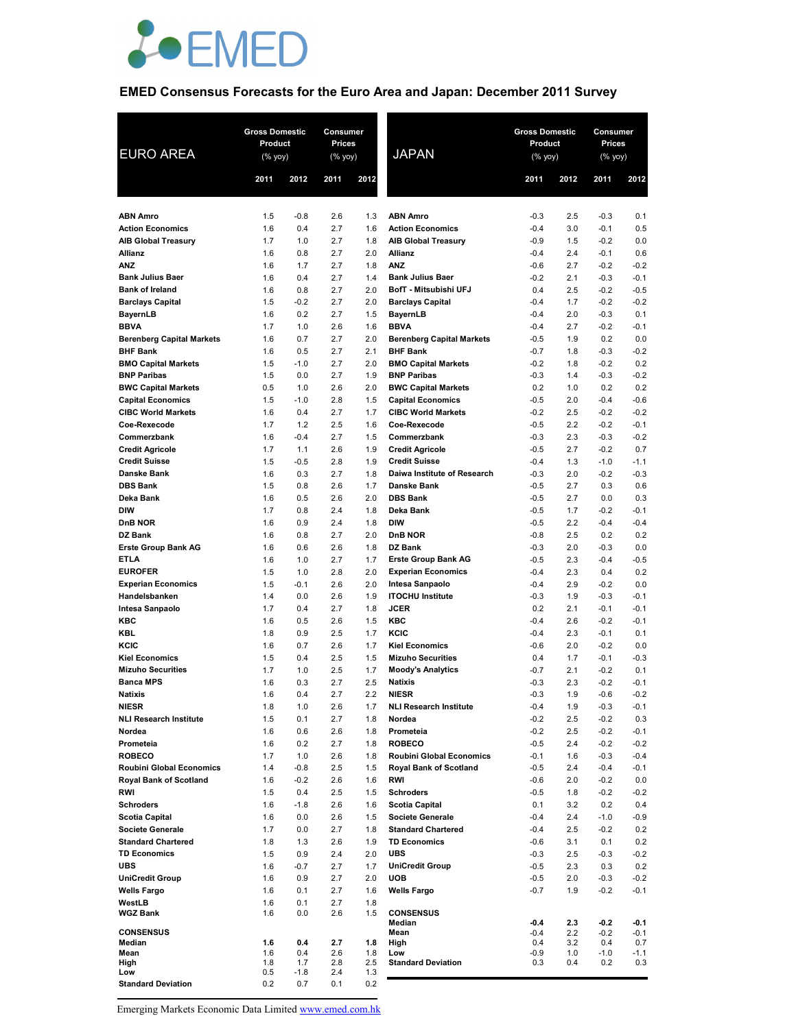# EMED

## EMED Consensus Forecasts for the Euro Area and Japan: December 2011 Survey

| EURO AREA | Gross Domestic Product (% yoy) 2011 | Gross Domestic Product (% yoy) 2012 | Consumer Prices (% yoy) 2011 | Consumer Prices (% yoy) 2012 |
|---|---|---|---|---|
| ABN Amro | 1.5 | -0.8 | 2.6 | 1.3 |
| Action Economics | 1.6 | 0.4 | 2.7 | 1.6 |
| AIB Global Treasury | 1.7 | 1.0 | 2.7 | 1.8 |
| Allianz | 1.6 | 0.8 | 2.7 | 2.0 |
| ANZ | 1.6 | 1.7 | 2.7 | 1.8 |
| Bank Julius Baer | 1.6 | 0.4 | 2.7 | 1.4 |
| Bank of Ireland | 1.6 | 0.8 | 2.7 | 2.0 |
| Barclays Capital | 1.5 | -0.2 | 2.7 | 2.0 |
| BayernLB | 1.6 | 0.2 | 2.7 | 1.5 |
| BBVA | 1.7 | 1.0 | 2.6 | 1.6 |
| Berenberg Capital Markets | 1.6 | 0.7 | 2.7 | 2.0 |
| BHF Bank | 1.6 | 0.5 | 2.7 | 2.1 |
| BMO Capital Markets | 1.5 | -1.0 | 2.7 | 2.0 |
| BNP Paribas | 1.5 | 0.0 | 2.7 | 1.9 |
| BWC Capital Markets | 0.5 | 1.0 | 2.6 | 2.0 |
| Capital Economics | 1.5 | -1.0 | 2.8 | 1.5 |
| CIBC World Markets | 1.6 | 0.4 | 2.7 | 1.7 |
| Coe-Rexecode | 1.7 | 1.2 | 2.5 | 1.6 |
| Commerzbank | 1.6 | -0.4 | 2.7 | 1.5 |
| Credit Agricole | 1.7 | 1.1 | 2.6 | 1.9 |
| Credit Suisse | 1.5 | -0.5 | 2.8 | 1.9 |
| Danske Bank | 1.6 | 0.3 | 2.7 | 1.8 |
| DBS Bank | 1.5 | 0.8 | 2.6 | 1.7 |
| Deka Bank | 1.6 | 0.5 | 2.6 | 2.0 |
| DIW | 1.7 | 0.8 | 2.4 | 1.8 |
| DnB NOR | 1.6 | 0.9 | 2.4 | 1.8 |
| DZ Bank | 1.6 | 0.8 | 2.7 | 2.0 |
| Erste Group Bank AG | 1.6 | 0.6 | 2.6 | 1.8 |
| ETLA | 1.6 | 1.0 | 2.7 | 1.7 |
| EUROFER | 1.5 | 1.0 | 2.8 | 2.0 |
| Experian Economics | 1.5 | -0.1 | 2.6 | 2.0 |
| Handelsbanken | 1.4 | 0.0 | 2.6 | 1.9 |
| Intesa Sanpaolo | 1.7 | 0.4 | 2.7 | 1.8 |
| KBC | 1.6 | 0.5 | 2.6 | 1.5 |
| KBL | 1.8 | 0.9 | 2.5 | 1.7 |
| KCIC | 1.6 | 0.7 | 2.6 | 1.7 |
| Kiel Economics | 1.5 | 0.4 | 2.5 | 1.5 |
| Mizuho Securities | 1.7 | 1.0 | 2.5 | 1.7 |
| Banca MPS | 1.6 | 0.3 | 2.7 | 2.5 |
| Natixis | 1.6 | 0.4 | 2.7 | 2.2 |
| NIESR | 1.8 | 1.0 | 2.6 | 1.7 |
| NLI Research Institute | 1.5 | 0.1 | 2.7 | 1.8 |
| Nordea | 1.6 | 0.6 | 2.6 | 1.8 |
| Prometeia | 1.6 | 0.2 | 2.7 | 1.8 |
| ROBECO | 1.7 | 1.0 | 2.6 | 1.8 |
| Roubini Global Economics | 1.4 | -0.8 | 2.5 | 1.5 |
| Royal Bank of Scotland | 1.6 | -0.2 | 2.6 | 1.6 |
| RWI | 1.5 | 0.4 | 2.5 | 1.5 |
| Schroders | 1.6 | -1.8 | 2.6 | 1.6 |
| Scotia Capital | 1.6 | 0.0 | 2.6 | 1.5 |
| Societe Generale | 1.7 | 0.0 | 2.7 | 1.8 |
| Standard Chartered | 1.8 | 1.3 | 2.6 | 1.9 |
| TD Economics | 1.5 | 0.9 | 2.4 | 2.0 |
| UBS | 1.6 | -0.7 | 2.7 | 1.7 |
| UniCredit Group | 1.6 | 0.9 | 2.7 | 2.0 |
| Wells Fargo | 1.6 | 0.1 | 2.7 | 1.6 |
| WestLB | 1.6 | 0.1 | 2.7 | 1.8 |
| WGZ Bank | 1.6 | 0.0 | 2.6 | 1.5 |
| **CONSENSUS** | | | | |
| **Median** | **1.6** | **0.4** | **2.7** | **1.8** |
| **Mean** | 1.6 | 0.4 | 2.6 | 1.8 |
| **High** | 1.8 | 1.7 | 2.8 | 2.5 |
| **Low** | 0.5 | -1.8 | 2.4 | 1.3 |
| **Standard Deviation** | 0.2 | 0.7 | 0.1 | 0.2 |

| JAPAN | Gross Domestic Product (% yoy) 2011 | Gross Domestic Product (% yoy) 2012 | Consumer Prices (% yoy) 2011 | Consumer Prices (% yoy) 2012 |
|---|---|---|---|---|
| ABN Amro | -0.3 | 2.5 | -0.3 | 0.1 |
| Action Economics | -0.4 | 3.0 | -0.1 | 0.5 |
| AIB Global Treasury | -0.9 | 1.5 | -0.2 | 0.0 |
| Allianz | -0.4 | 2.4 | -0.1 | 0.6 |
| ANZ | -0.6 | 2.7 | -0.2 | -0.2 |
| Bank Julius Baer | -0.2 | 2.1 | -0.3 | -0.1 |
| BofT - Mitsubishi UFJ | 0.4 | 2.5 | -0.2 | -0.5 |
| Barclays Capital | -0.4 | 1.7 | -0.2 | -0.2 |
| BayernLB | -0.4 | 2.0 | -0.3 | 0.1 |
| BBVA | -0.4 | 2.7 | -0.2 | -0.1 |
| Berenberg Capital Markets | -0.5 | 1.9 | 0.2 | 0.0 |
| BHF Bank | -0.7 | 1.8 | -0.3 | -0.2 |
| BMO Capital Markets | -0.2 | 1.8 | -0.2 | 0.2 |
| BNP Paribas | -0.3 | 1.4 | -0.3 | -0.2 |
| BWC Capital Markets | 0.2 | 1.0 | 0.2 | 0.2 |
| Capital Economics | -0.5 | 2.0 | -0.4 | -0.6 |
| CIBC World Markets | -0.2 | 2.5 | -0.2 | -0.2 |
| Coe-Rexecode | -0.5 | 2.2 | -0.2 | -0.1 |
| Commerzbank | -0.3 | 2.3 | -0.3 | -0.2 |
| Credit Agricole | -0.5 | 2.7 | -0.2 | 0.7 |
| Credit Suisse | -0.4 | 1.3 | -1.0 | -1.1 |
| Daiwa Institute of Research | -0.3 | 2.0 | -0.2 | -0.3 |
| Danske Bank | -0.5 | 2.7 | 0.3 | 0.6 |
| DBS Bank | -0.5 | 2.7 | 0.0 | 0.3 |
| Deka Bank | -0.5 | 1.7 | -0.2 | -0.1 |
| DIW | -0.5 | 2.2 | -0.4 | -0.4 |
| DnB NOR | -0.8 | 2.5 | 0.2 | 0.2 |
| DZ Bank | -0.3 | 2.0 | -0.3 | 0.0 |
| Erste Group Bank AG | -0.5 | 2.3 | -0.4 | -0.5 |
| Experian Economics | -0.4 | 2.3 | 0.4 | 0.2 |
| Intesa Sanpaolo | -0.4 | 2.9 | -0.2 | 0.0 |
| ITOCHU Institute | -0.3 | 1.9 | -0.3 | -0.1 |
| JCER | 0.2 | 2.1 | -0.1 | -0.1 |
| KBC | -0.4 | 2.6 | -0.2 | -0.1 |
| KCIC | -0.4 | 2.3 | -0.1 | 0.1 |
| Kiel Economics | -0.6 | 2.0 | -0.2 | 0.0 |
| Mizuho Securities | 0.4 | 1.7 | -0.1 | -0.3 |
| Moody's Analytics | -0.7 | 2.1 | -0.2 | 0.1 |
| Natixis | -0.3 | 2.3 | -0.2 | -0.1 |
| NIESR | -0.3 | 1.9 | -0.6 | -0.2 |
| NLI Research Institute | -0.4 | 1.9 | -0.3 | -0.1 |
| Nordea | -0.2 | 2.5 | -0.2 | 0.3 |
| Prometeia | -0.2 | 2.5 | -0.2 | -0.1 |
| ROBECO | -0.5 | 2.4 | -0.2 | -0.2 |
| Roubini Global Economics | -0.1 | 1.6 | -0.3 | -0.4 |
| Royal Bank of Scotland | -0.5 | 2.4 | -0.4 | -0.1 |
| RWI | -0.6 | 2.0 | -0.2 | 0.0 |
| Schroders | -0.5 | 1.8 | -0.2 | -0.2 |
| Scotia Capital | 0.1 | 3.2 | 0.2 | 0.4 |
| Societe Generale | -0.4 | 2.4 | -1.0 | -0.9 |
| Standard Chartered | -0.4 | 2.5 | -0.2 | 0.2 |
| TD Economics | -0.6 | 3.1 | 0.1 | 0.2 |
| UBS | -0.3 | 2.5 | -0.3 | -0.2 |
| UniCredit Group | -0.5 | 2.3 | 0.3 | 0.2 |
| UOB | -0.5 | 2.0 | -0.3 | -0.2 |
| Wells Fargo | -0.7 | 1.9 | -0.2 | -0.1 |
| **CONSENSUS** | | | | |
| **Median** | **-0.4** | **2.3** | **-0.2** | **-0.1** |
| **Mean** | -0.4 | 2.2 | -0.2 | -0.1 |
| **High** | 0.4 | 3.2 | 0.4 | 0.7 |
| **Low** | -0.9 | 1.0 | -1.0 | -1.1 |
| **Standard Deviation** | 0.3 | 0.4 | 0.2 | 0.3 |

Emerging Markets Economic Data Limited www.emed.com.hk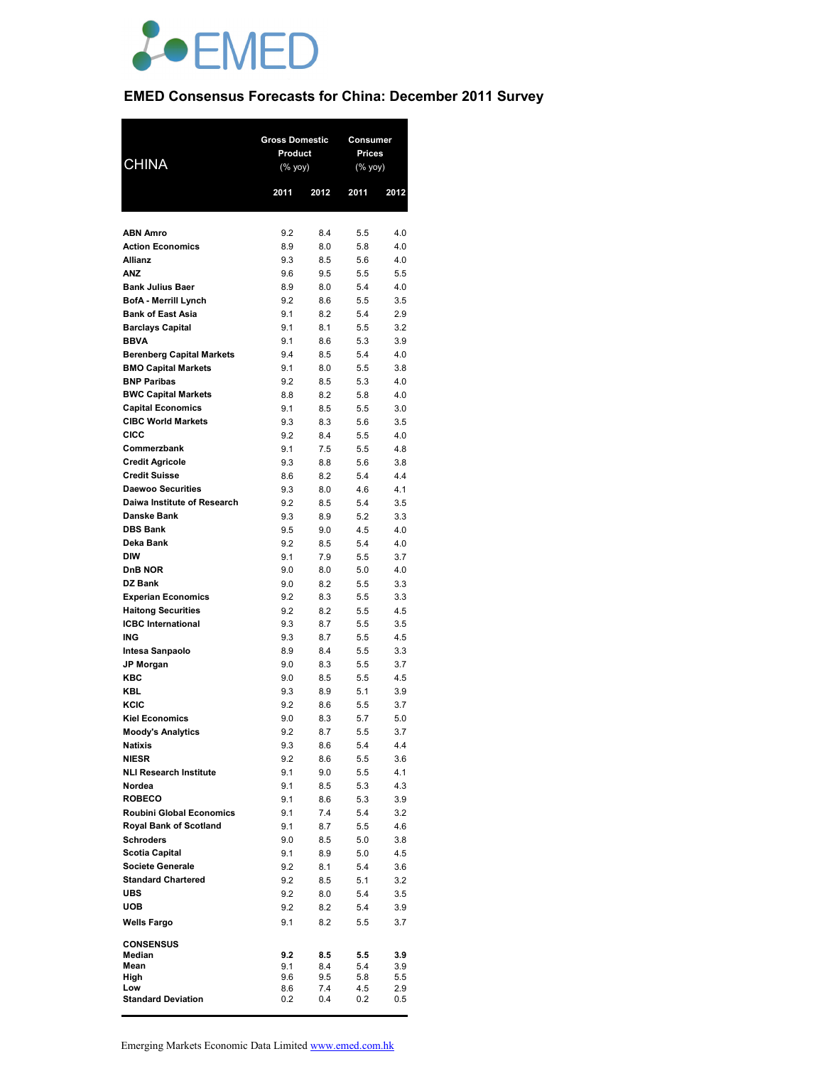## EMED Consensus Forecasts for China: December 2011 Survey

| CHINA | Gross Domestic Product (% yoy) | | Consumer Prices (% yoy) | |
|---|---|---|---|---|
| | 2011 | 2012 | 2011 | 2012 |
| **ABN Amro** | 9.2 | 8.4 | 5.5 | 4.0 |
| **Action Economics** | 8.9 | 8.0 | 5.8 | 4.0 |
| **Allianz** | 9.3 | 8.5 | 5.6 | 4.0 |
| **ANZ** | 9.6 | 9.5 | 5.5 | 5.5 |
| **Bank Julius Baer** | 8.9 | 8.0 | 5.4 | 4.0 |
| **BofA - Merrill Lynch** | 9.2 | 8.6 | 5.5 | 3.5 |
| **Bank of East Asia** | 9.1 | 8.2 | 5.4 | 2.9 |
| **Barclays Capital** | 9.1 | 8.1 | 5.5 | 3.2 |
| **BBVA** | 9.1 | 8.6 | 5.3 | 3.9 |
| **Berenberg Capital Markets** | 9.4 | 8.5 | 5.4 | 4.0 |
| **BMO Capital Markets** | 9.1 | 8.0 | 5.5 | 3.8 |
| **BNP Paribas** | 9.2 | 8.5 | 5.3 | 4.0 |
| **BWC Capital Markets** | 8.8 | 8.2 | 5.8 | 4.0 |
| **Capital Economics** | 9.1 | 8.5 | 5.5 | 3.0 |
| **CIBC World Markets** | 9.3 | 8.3 | 5.6 | 3.5 |
| **CICC** | 9.2 | 8.4 | 5.5 | 4.0 |
| **Commerzbank** | 9.1 | 7.5 | 5.5 | 4.8 |
| **Credit Agricole** | 9.3 | 8.8 | 5.6 | 3.8 |
| **Credit Suisse** | 8.6 | 8.2 | 5.4 | 4.4 |
| **Daewoo Securities** | 9.3 | 8.0 | 4.6 | 4.1 |
| **Daiwa Institute of Research** | 9.2 | 8.5 | 5.4 | 3.5 |
| **Danske Bank** | 9.3 | 8.9 | 5.2 | 3.3 |
| **DBS Bank** | 9.5 | 9.0 | 4.5 | 4.0 |
| **Deka Bank** | 9.2 | 8.5 | 5.4 | 4.0 |
| **DIW** | 9.1 | 7.9 | 5.5 | 3.7 |
| **DnB NOR** | 9.0 | 8.0 | 5.0 | 4.0 |
| **DZ Bank** | 9.0 | 8.2 | 5.5 | 3.3 |
| **Experian Economics** | 9.2 | 8.3 | 5.5 | 3.3 |
| **Haitong Securities** | 9.2 | 8.2 | 5.5 | 4.5 |
| **ICBC International** | 9.3 | 8.7 | 5.5 | 3.5 |
| **ING** | 9.3 | 8.7 | 5.5 | 4.5 |
| **Intesa Sanpaolo** | 8.9 | 8.4 | 5.5 | 3.3 |
| **JP Morgan** | 9.0 | 8.3 | 5.5 | 3.7 |
| **KBC** | 9.0 | 8.5 | 5.5 | 4.5 |
| **KBL** | 9.3 | 8.9 | 5.1 | 3.9 |
| **KCIC** | 9.2 | 8.6 | 5.5 | 3.7 |
| **Kiel Economics** | 9.0 | 8.3 | 5.7 | 5.0 |
| **Moody's Analytics** | 9.2 | 8.7 | 5.5 | 3.7 |
| **Natixis** | 9.3 | 8.6 | 5.4 | 4.4 |
| **NIESR** | 9.2 | 8.6 | 5.5 | 3.6 |
| **NLI Research Institute** | 9.1 | 9.0 | 5.5 | 4.1 |
| **Nordea** | 9.1 | 8.5 | 5.3 | 4.3 |
| **ROBECO** | 9.1 | 8.6 | 5.3 | 3.9 |
| **Roubini Global Economics** | 9.1 | 7.4 | 5.4 | 3.2 |
| **Royal Bank of Scotland** | 9.1 | 8.7 | 5.5 | 4.6 |
| **Schroders** | 9.0 | 8.5 | 5.0 | 3.8 |
| **Scotia Capital** | 9.1 | 8.9 | 5.0 | 4.5 |
| **Societe Generale** | 9.2 | 8.1 | 5.4 | 3.6 |
| **Standard Chartered** | 9.2 | 8.5 | 5.1 | 3.2 |
| **UBS** | 9.2 | 8.0 | 5.4 | 3.5 |
| **UOB** | 9.2 | 8.2 | 5.4 | 3.9 |
| **Wells Fargo** | 9.1 | 8.2 | 5.5 | 3.7 |
| **CONSENSUS** | | | | |
| **Median** | **9.2** | **8.5** | **5.5** | **3.9** |
| **Mean** | 9.1 | 8.4 | 5.4 | 3.9 |
| **High** | 9.6 | 9.5 | 5.8 | 5.5 |
| **Low** | 8.6 | 7.4 | 4.5 | 2.9 |
| **Standard Deviation** | 0.2 | 0.4 | 0.2 | 0.5 |

Emerging Markets Economic Data Limited www.emed.com.hk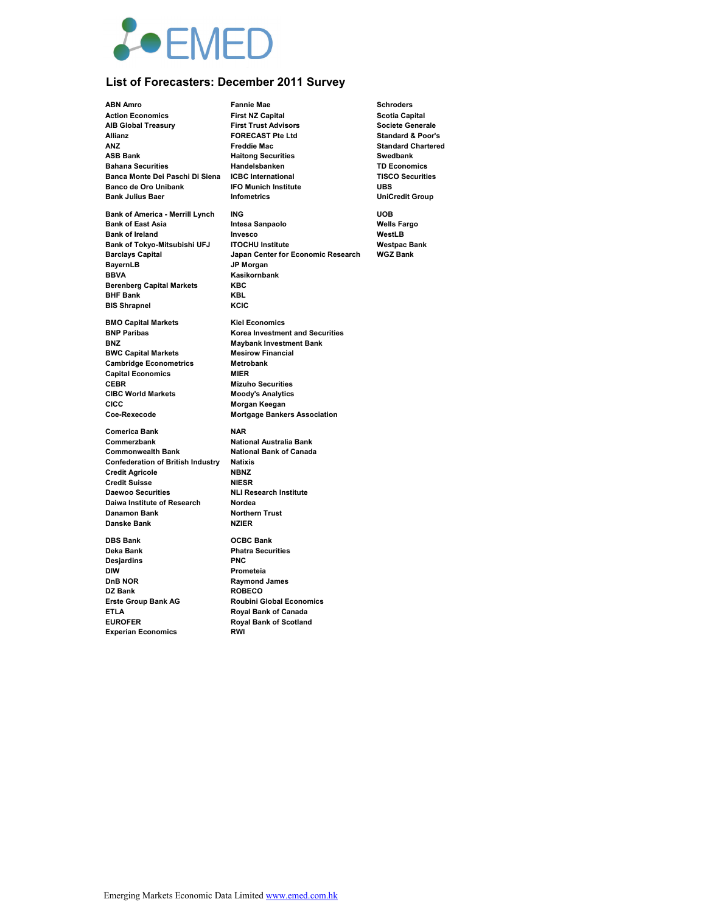EMED

## List of Forecasters: December 2011 Survey

ABN Amro
Action Economics
AIB Global Treasury
Allianz
ANZ
ASB Bank
Bahana Securities
Banca Monte Dei Paschi Di Siena
Banco de Oro Unibank
Bank Julius Baer

Bank of America - Merrill Lynch
Bank of East Asia
Bank of Ireland
Bank of Tokyo-Mitsubishi UFJ
Barclays Capital
BayernLB
BBVA
Berenberg Capital Markets
BHF Bank
BIS Shrapnel

BMO Capital Markets
BNP Paribas
BNZ
BWC Capital Markets
Cambridge Econometrics
Capital Economics
CEBR
CIBC World Markets
CICC
Coe-Rexecode

Comerica Bank
Commerzbank
Commonwealth Bank
Confederation of British Industry
Credit Agricole
Credit Suisse
Daewoo Securities
Daiwa Institute of Research
Danamon Bank
Danske Bank

DBS Bank
Deka Bank
Desjardins
DIW
DnB NOR
DZ Bank
Erste Group Bank AG
ETLA
EUROFER
Experian Economics

Fannie Mae
First NZ Capital
First Trust Advisors
FORECAST Pte Ltd
Freddie Mac
Haitong Securities
Handelsbanken
ICBC International
IFO Munich Institute
Infometrics

ING
Intesa Sanpaolo
Invesco
ITOCHU Institute
Japan Center for Economic Research
JP Morgan
Kasikornbank
KBC
KBL
KCIC

Kiel Economics
Korea Investment and Securities
Maybank Investment Bank
Mesirow Financial
Metrobank
MIER
Mizuho Securities
Moody's Analytics
Morgan Keegan
Mortgage Bankers Association

NAR
National Australia Bank
National Bank of Canada
Natixis
NBNZ
NIESR
NLI Research Institute
Nordea
Northern Trust
NZIER

OCBC Bank
Phatra Securities
PNC
Prometeia
Raymond James
ROBECO
Roubini Global Economics
Royal Bank of Canada
Royal Bank of Scotland
RWI

Schroders
Scotia Capital
Societe Generale
Standard & Poor's
Standard Chartered
Swedbank
TD Economics
TISCO Securities
UBS
UniCredit Group

UOB
Wells Fargo
WestLB
Westpac Bank
WGZ Bank

Emerging Markets Economic Data Limited www.emed.com.hk